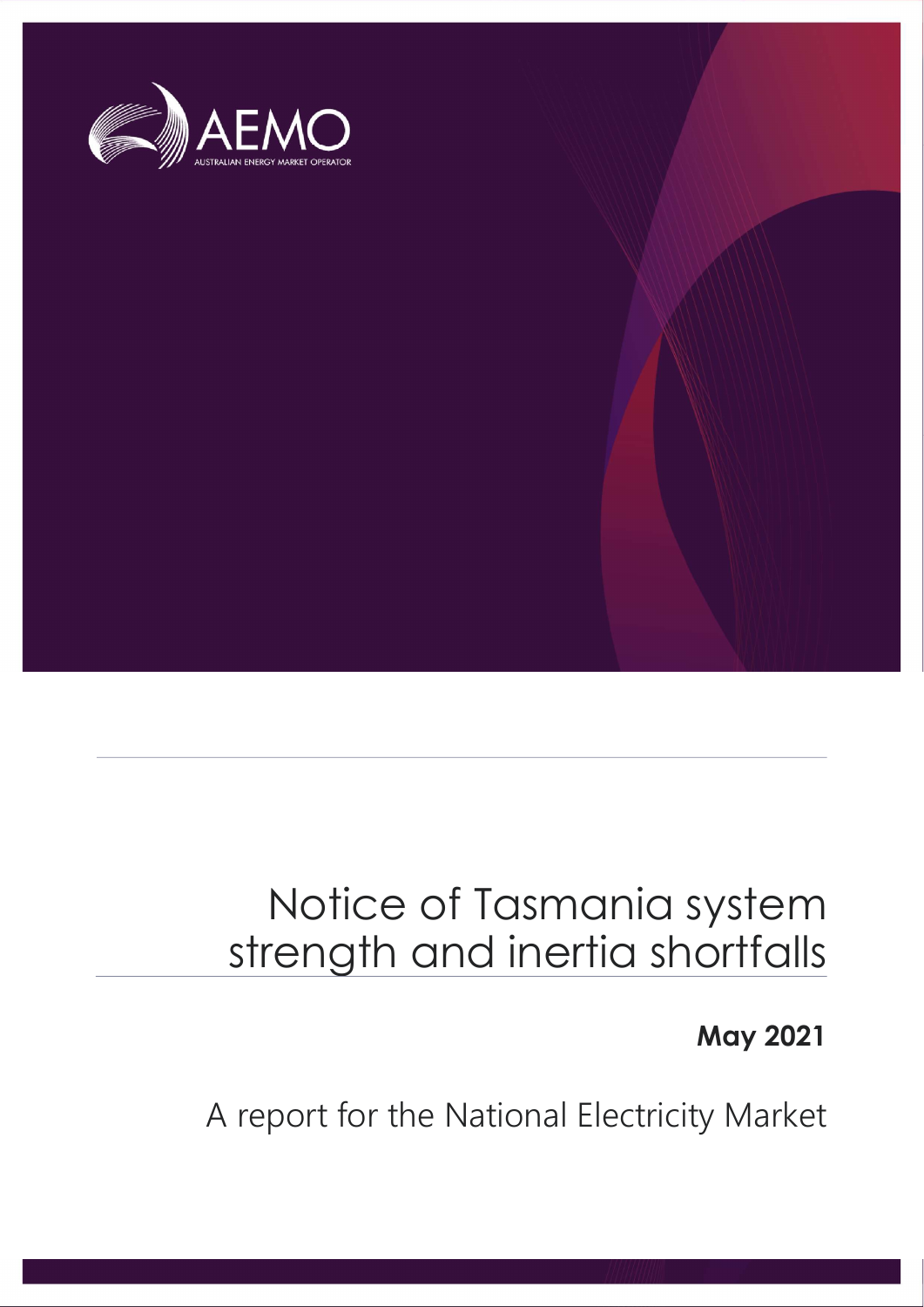AEMO

AUSTRALIAN ENERGY MARKET OPERATOR

# Notice of Tasmania system strength and inertia shortfalls

**May 2021**

A report for the National Electricity Market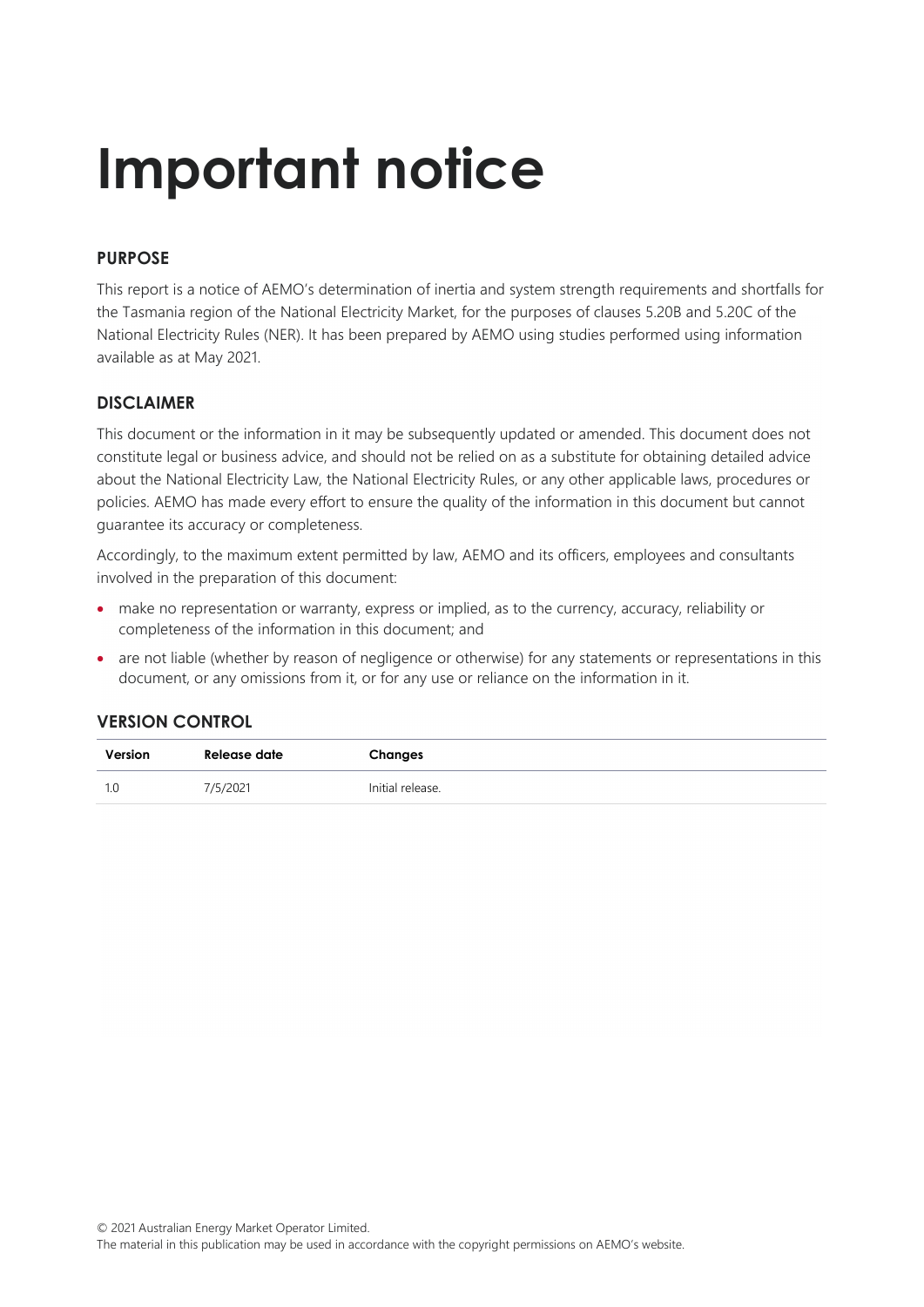# Important notice

## PURPOSE

This report is a notice of AEMO's determination of inertia and system strength requirements and shortfalls for the Tasmania region of the National Electricity Market, for the purposes of clauses 5.20B and 5.20C of the National Electricity Rules (NER). It has been prepared by AEMO using studies performed using information available as at May 2021.

## DISCLAIMER

This document or the information in it may be subsequently updated or amended. This document does not constitute legal or business advice, and should not be relied on as a substitute for obtaining detailed advice about the National Electricity Law, the National Electricity Rules, or any other applicable laws, procedures or policies. AEMO has made every effort to ensure the quality of the information in this document but cannot guarantee its accuracy or completeness.

Accordingly, to the maximum extent permitted by law, AEMO and its officers, employees and consultants involved in the preparation of this document:

- make no representation or warranty, express or implied, as to the currency, accuracy, reliability or completeness of the information in this document; and
- are not liable (whether by reason of negligence or otherwise) for any statements or representations in this document, or any omissions from it, or for any use or reliance on the information in it.

## VERSION CONTROL

| Version | Release date | Changes |
|---|---|---|
| 1.0 | 7/5/2021 | Initial release. |

© 2021 Australian Energy Market Operator Limited.
The material in this publication may be used in accordance with the copyright permissions on AEMO's website.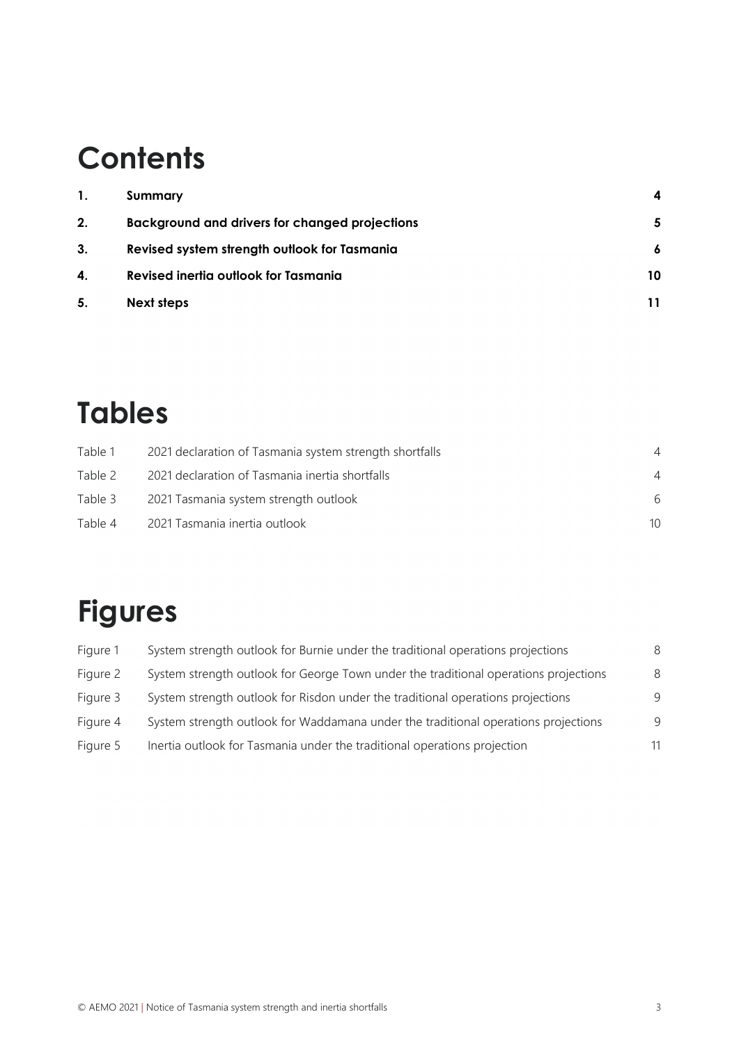# Contents

| | | |
|---|---|---|
| 1. | Summary | 4 |
| 2. | Background and drivers for changed projections | 5 |
| 3. | Revised system strength outlook for Tasmania | 6 |
| 4. | Revised inertia outlook for Tasmania | 10 |
| 5. | Next steps | 11 |

# Tables

| | | |
|---|---|---|
| Table 1 | 2021 declaration of Tasmania system strength shortfalls | 4 |
| Table 2 | 2021 declaration of Tasmania inertia shortfalls | 4 |
| Table 3 | 2021 Tasmania system strength outlook | 6 |
| Table 4 | 2021 Tasmania inertia outlook | 10 |

# Figures

| | | |
|---|---|---|
| Figure 1 | System strength outlook for Burnie under the traditional operations projections | 8 |
| Figure 2 | System strength outlook for George Town under the traditional operations projections | 8 |
| Figure 3 | System strength outlook for Risdon under the traditional operations projections | 9 |
| Figure 4 | System strength outlook for Waddamana under the traditional operations projections | 9 |
| Figure 5 | Inertia outlook for Tasmania under the traditional operations projection | 11 |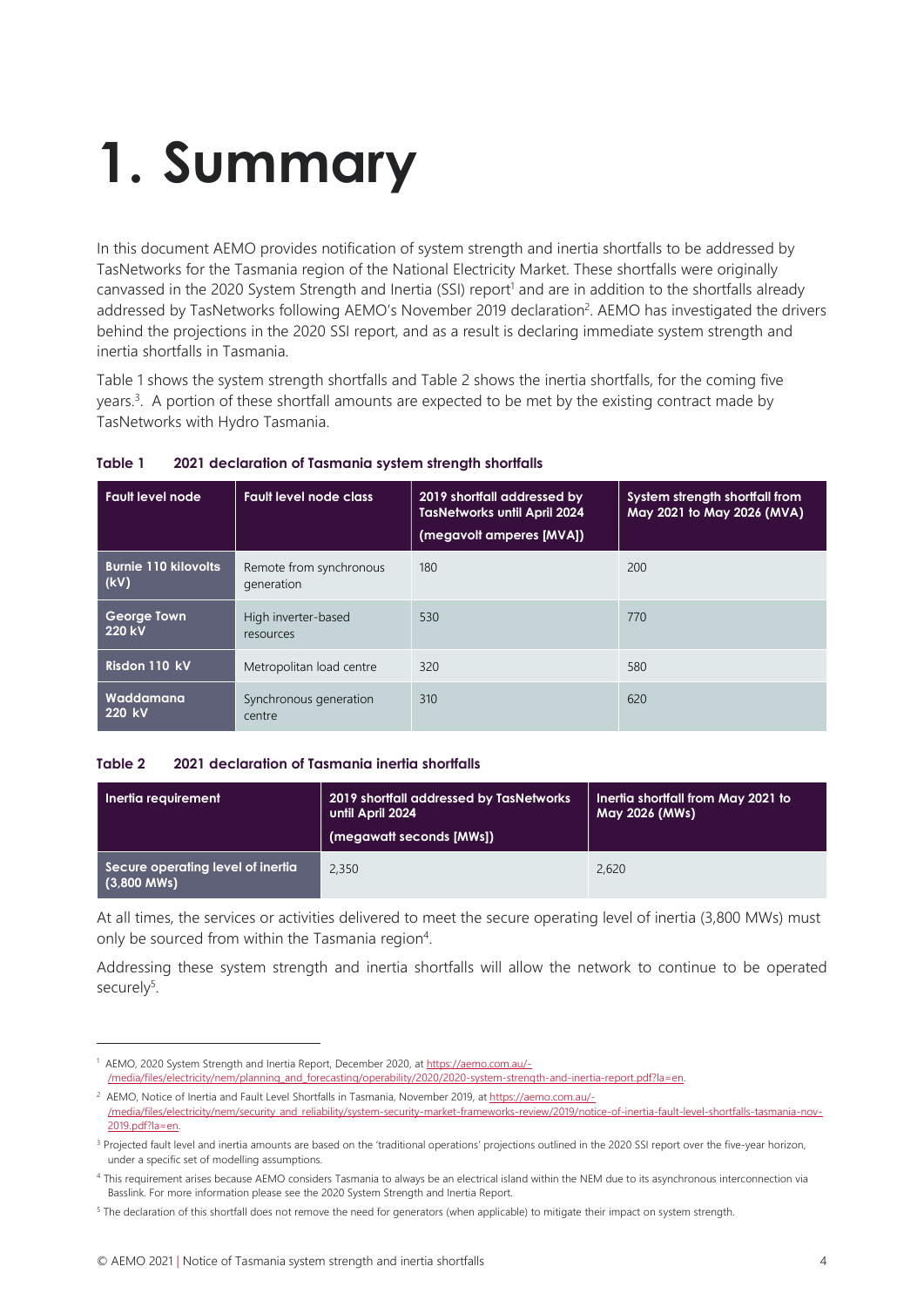# 1. Summary

In this document AEMO provides notification of system strength and inertia shortfalls to be addressed by TasNetworks for the Tasmania region of the National Electricity Market. These shortfalls were originally canvassed in the 2020 System Strength and Inertia (SSI) report[1] and are in addition to the shortfalls already addressed by TasNetworks following AEMO's November 2019 declaration[2]. AEMO has investigated the drivers behind the projections in the 2020 SSI report, and as a result is declaring immediate system strength and inertia shortfalls in Tasmania.

Table 1 shows the system strength shortfalls and Table 2 shows the inertia shortfalls, for the coming five years.[3]. A portion of these shortfall amounts are expected to be met by the existing contract made by TasNetworks with Hydro Tasmania.

**Table 1 2021 declaration of Tasmania system strength shortfalls**

| Fault level node | Fault level node class | 2019 shortfall addressed by TasNetworks until April 2024 (megavolt amperes [MVA]) | System strength shortfall from May 2021 to May 2026 (MVA) |
|---|---|---|---|
| **Burnie 110 kilovolts (kV)** | Remote from synchronous generation | 180 | 200 |
| **George Town 220 kV** | High inverter-based resources | 530 | 770 |
| **Risdon 110 kV** | Metropolitan load centre | 320 | 580 |
| **Waddamana 220 kV** | Synchronous generation centre | 310 | 620 |

**Table 2 2021 declaration of Tasmania inertia shortfalls**

| Inertia requirement | 2019 shortfall addressed by TasNetworks until April 2024 (megawatt seconds [MWs]) | Inertia shortfall from May 2021 to May 2026 (MWs) |
|---|---|---|
| **Secure operating level of inertia (3,800 MWs)** | 2,350 | 2,620 |

At all times, the services or activities delivered to meet the secure operating level of inertia (3,800 MWs) must only be sourced from within the Tasmania region[4].

Addressing these system strength and inertia shortfalls will allow the network to continue to be operated securely[5].

---

[1] AEMO, 2020 System Strength and Inertia Report, December 2020, at https://aemo.com.au/-/media/files/electricity/nem/planning_and_forecasting/operability/2020/2020-system-strength-and-inertia-report.pdf?la=en.

[2] AEMO, Notice of Inertia and Fault Level Shortfalls in Tasmania, November 2019, at https://aemo.com.au/-/media/files/electricity/nem/security_and_reliability/system-security-market-frameworks-review/2019/notice-of-inertia-fault-level-shortfalls-tasmania-nov-2019.pdf?la=en.

[3] Projected fault level and inertia amounts are based on the 'traditional operations' projections outlined in the 2020 SSI report over the five-year horizon, under a specific set of modelling assumptions.

[4] This requirement arises because AEMO considers Tasmania to always be an electrical island within the NEM due to its asynchronous interconnection via Basslink. For more information please see the 2020 System Strength and Inertia Report.

[5] The declaration of this shortfall does not remove the need for generators (when applicable) to mitigate their impact on system strength.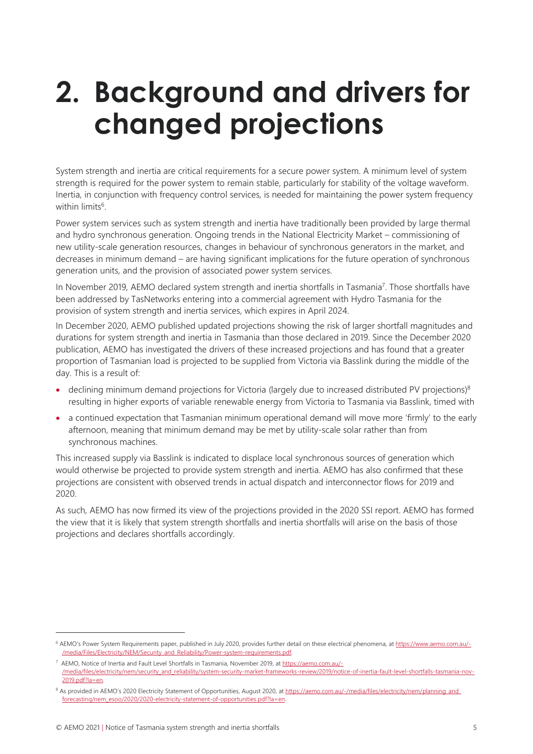# 2. Background and drivers for changed projections

System strength and inertia are critical requirements for a secure power system. A minimum level of system strength is required for the power system to remain stable, particularly for stability of the voltage waveform. Inertia, in conjunction with frequency control services, is needed for maintaining the power system frequency within limits[6].

Power system services such as system strength and inertia have traditionally been provided by large thermal and hydro synchronous generation. Ongoing trends in the National Electricity Market – commissioning of new utility-scale generation resources, changes in behaviour of synchronous generators in the market, and decreases in minimum demand – are having significant implications for the future operation of synchronous generation units, and the provision of associated power system services.

In November 2019, AEMO declared system strength and inertia shortfalls in Tasmania[7]. Those shortfalls have been addressed by TasNetworks entering into a commercial agreement with Hydro Tasmania for the provision of system strength and inertia services, which expires in April 2024.

In December 2020, AEMO published updated projections showing the risk of larger shortfall magnitudes and durations for system strength and inertia in Tasmania than those declared in 2019. Since the December 2020 publication, AEMO has investigated the drivers of these increased projections and has found that a greater proportion of Tasmanian load is projected to be supplied from Victoria via Basslink during the middle of the day. This is a result of:

- declining minimum demand projections for Victoria (largely due to increased distributed PV projections)[8] resulting in higher exports of variable renewable energy from Victoria to Tasmania via Basslink, timed with
- a continued expectation that Tasmanian minimum operational demand will move more 'firmly' to the early afternoon, meaning that minimum demand may be met by utility-scale solar rather than from synchronous machines.

This increased supply via Basslink is indicated to displace local synchronous sources of generation which would otherwise be projected to provide system strength and inertia. AEMO has also confirmed that these projections are consistent with observed trends in actual dispatch and interconnector flows for 2019 and 2020.

As such, AEMO has now firmed its view of the projections provided in the 2020 SSI report. AEMO has formed the view that it is likely that system strength shortfalls and inertia shortfalls will arise on the basis of those projections and declares shortfalls accordingly.

---

[6] AEMO's Power System Requirements paper, published in July 2020, provides further detail on these electrical phenomena, at https://www.aemo.com.au/-/media/Files/Electricity/NEM/Security_and_Reliability/Power-system-requirements.pdf.

[7] AEMO, Notice of Inertia and Fault Level Shortfalls in Tasmania, November 2019, at https://aemo.com.au/-/media/files/electricity/nem/security_and_reliability/system-security-market-frameworks-review/2019/notice-of-inertia-fault-level-shortfalls-tasmania-nov-2019.pdf?la=en.

[8] As provided in AEMO's 2020 Electricity Statement of Opportunities, August 2020, at https://aemo.com.au/-/media/files/electricity/nem/planning_and_forecasting/nem_esoo/2020/2020-electricity-statement-of-opportunities.pdf?la=en.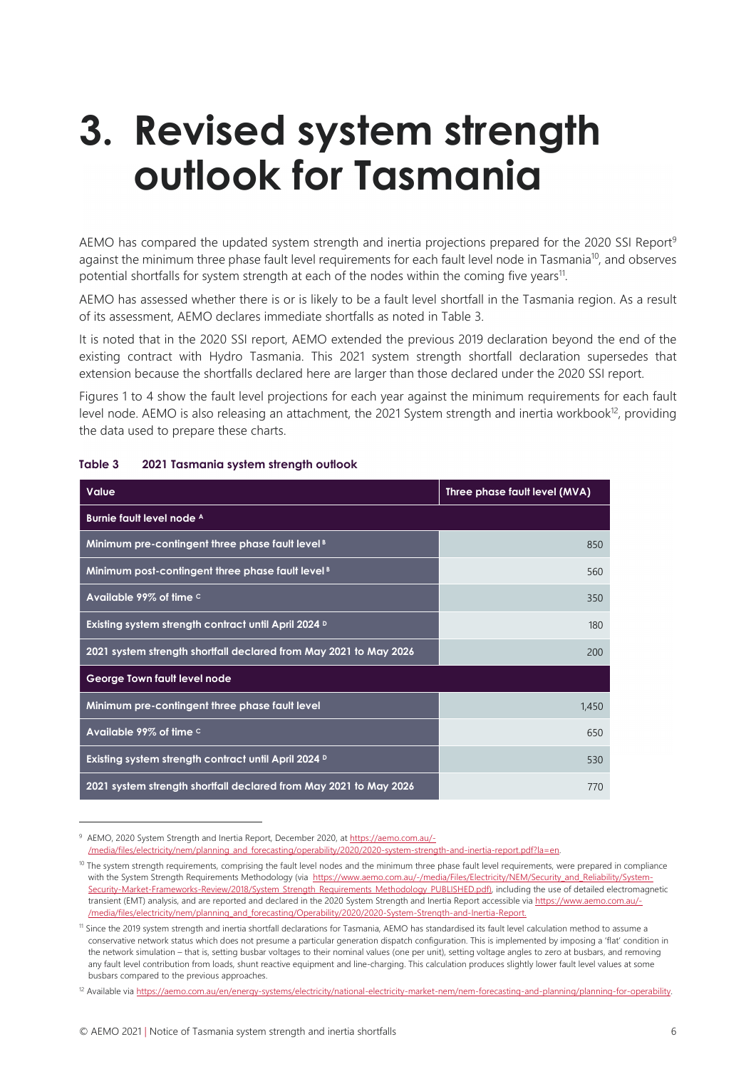# 3. Revised system strength outlook for Tasmania

AEMO has compared the updated system strength and inertia projections prepared for the 2020 SSI Report[9] against the minimum three phase fault level requirements for each fault level node in Tasmania[10], and observes potential shortfalls for system strength at each of the nodes within the coming five years[11].

AEMO has assessed whether there is or is likely to be a fault level shortfall in the Tasmania region. As a result of its assessment, AEMO declares immediate shortfalls as noted in Table 3.

It is noted that in the 2020 SSI report, AEMO extended the previous 2019 declaration beyond the end of the existing contract with Hydro Tasmania. This 2021 system strength shortfall declaration supersedes that extension because the shortfalls declared here are larger than those declared under the 2020 SSI report.

Figures 1 to 4 show the fault level projections for each year against the minimum requirements for each fault level node. AEMO is also releasing an attachment, the 2021 System strength and inertia workbook[12], providing the data used to prepare these charts.

**Table 3 2021 Tasmania system strength outlook**

| Value | Three phase fault level (MVA) |
|---|---|
| **Burnie fault level node [A]** | |
| Minimum pre-contingent three phase fault level [B] | 850 |
| Minimum post-contingent three phase fault level [B] | 560 |
| Available 99% of time [C] | 350 |
| Existing system strength contract until April 2024 [D] | 180 |
| 2021 system strength shortfall declared from May 2021 to May 2026 | 200 |
| **George Town fault level node** | |
| Minimum pre-contingent three phase fault level | 1,450 |
| Available 99% of time [C] | 650 |
| Existing system strength contract until April 2024 [D] | 530 |
| 2021 system strength shortfall declared from May 2021 to May 2026 | 770 |

---

[9] AEMO, 2020 System Strength and Inertia Report, December 2020, at https://aemo.com.au/-/media/files/electricity/nem/planning_and_forecasting/operability/2020/2020-system-strength-and-inertia-report.pdf?la=en.

[10] The system strength requirements, comprising the fault level nodes and the minimum three phase fault level requirements, were prepared in compliance with the System Strength Requirements Methodology (via https://www.aemo.com.au/-/media/Files/Electricity/NEM/Security_and_Reliability/System-Security-Market-Frameworks-Review/2018/System_Strength_Requirements_Methodology_PUBLISHED.pdf), including the use of detailed electromagnetic transient (EMT) analysis, and are reported and declared in the 2020 System Strength and Inertia Report accessible via https://www.aemo.com.au/-/media/files/electricity/nem/planning_and_forecasting/Operability/2020/2020-System-Strength-and-Inertia-Report.

[11] Since the 2019 system strength and inertia shortfall declarations for Tasmania, AEMO has standardised its fault level calculation method to assume a conservative network status which does not presume a particular generation dispatch configuration. This is implemented by imposing a 'flat' condition in the network simulation – that is, setting busbar voltages to their nominal values (one per unit), setting voltage angles to zero at busbars, and removing any fault level contribution from loads, shunt reactive equipment and line-charging. This calculation produces slightly lower fault level values at some busbars compared to the previous approaches.

[12] Available via https://aemo.com.au/en/energy-systems/electricity/national-electricity-market-nem/nem-forecasting-and-planning/planning-for-operability.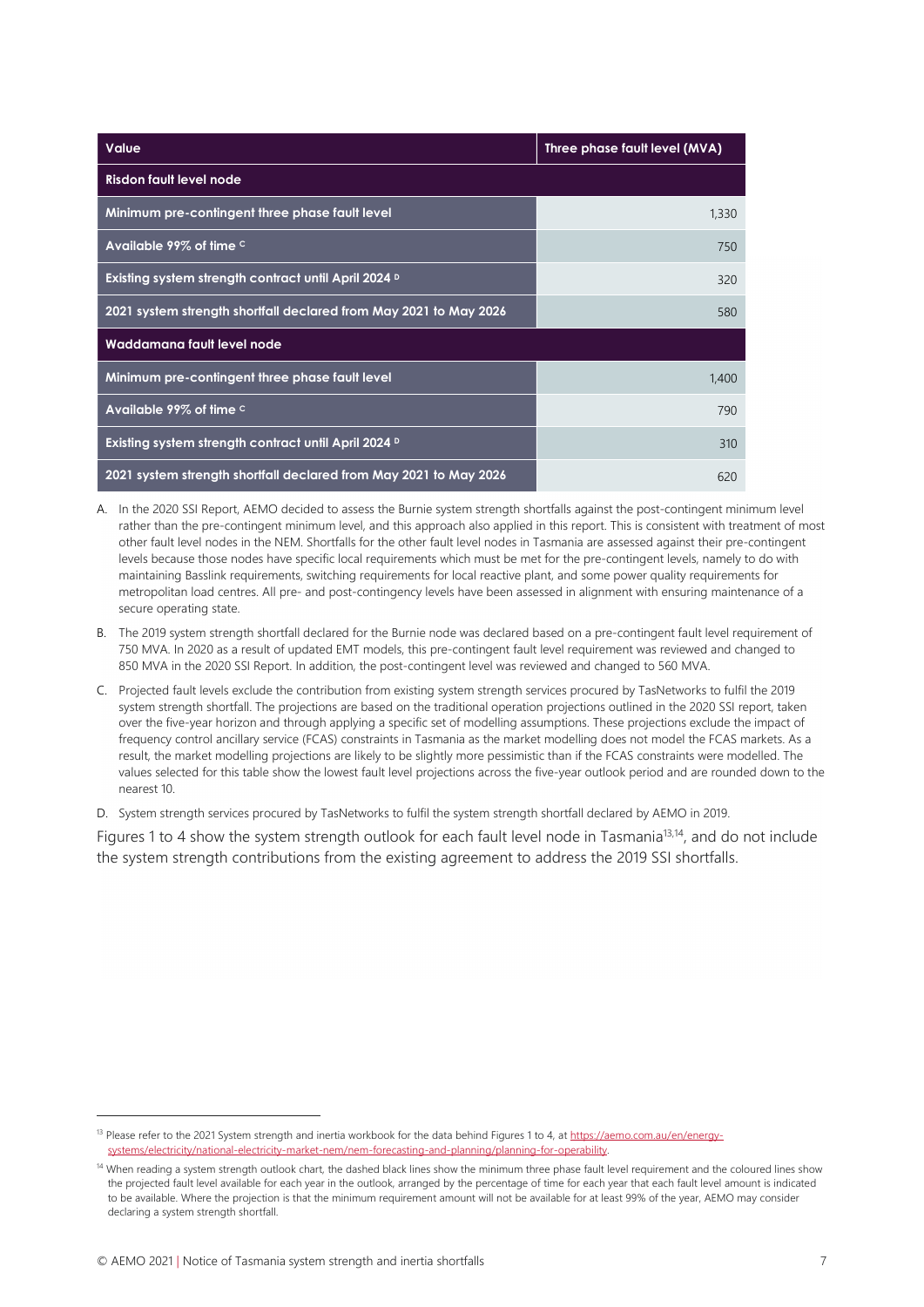| Value | Three phase fault level (MVA) |
|---|---|
| **Risdon fault level node** | |
| Minimum pre-contingent three phase fault level | 1,330 |
| Available 99% of time [C] | 750 |
| Existing system strength contract until April 2024 [D] | 320 |
| 2021 system strength shortfall declared from May 2021 to May 2026 | 580 |
| **Waddamana fault level node** | |
| Minimum pre-contingent three phase fault level | 1,400 |
| Available 99% of time [C] | 790 |
| Existing system strength contract until April 2024 [D] | 310 |
| 2021 system strength shortfall declared from May 2021 to May 2026 | 620 |

A. In the 2020 SSI Report, AEMO decided to assess the Burnie system strength shortfalls against the post-contingent minimum level rather than the pre-contingent minimum level, and this approach also applied in this report. This is consistent with treatment of most other fault level nodes in the NEM. Shortfalls for the other fault level nodes in Tasmania are assessed against their pre-contingent levels because those nodes have specific local requirements which must be met for the pre-contingent levels, namely to do with maintaining Basslink requirements, switching requirements for local reactive plant, and some power quality requirements for metropolitan load centres. All pre- and post-contingency levels have been assessed in alignment with ensuring maintenance of a secure operating state.

B. The 2019 system strength shortfall declared for the Burnie node was declared based on a pre-contingent fault level requirement of 750 MVA. In 2020 as a result of updated EMT models, this pre-contingent fault level requirement was reviewed and changed to 850 MVA in the 2020 SSI Report. In addition, the post-contingent level was reviewed and changed to 560 MVA.

C. Projected fault levels exclude the contribution from existing system strength services procured by TasNetworks to fulfil the 2019 system strength shortfall. The projections are based on the traditional operation projections outlined in the 2020 SSI report, taken over the five-year horizon and through applying a specific set of modelling assumptions. These projections exclude the impact of frequency control ancillary service (FCAS) constraints in Tasmania as the market modelling does not model the FCAS markets. As a result, the market modelling projections are likely to be slightly more pessimistic than if the FCAS constraints were modelled. The values selected for this table show the lowest fault level projections across the five-year outlook period and are rounded down to the nearest 10.

D. System strength services procured by TasNetworks to fulfil the system strength shortfall declared by AEMO in 2019.

Figures 1 to 4 show the system strength outlook for each fault level node in Tasmania[13,14], and do not include the system strength contributions from the existing agreement to address the 2019 SSI shortfalls.

---

[13] Please refer to the 2021 System strength and inertia workbook for the data behind Figures 1 to 4, at https://aemo.com.au/en/energy-systems/electricity/national-electricity-market-nem/nem-forecasting-and-planning/planning-for-operability.

[14] When reading a system strength outlook chart, the dashed black lines show the minimum three phase fault level requirement and the coloured lines show the projected fault level available for each year in the outlook, arranged by the percentage of time for each year that each fault level amount is indicated to be available. Where the projection is that the minimum requirement amount will not be available for at least 99% of the year, AEMO may consider declaring a system strength shortfall.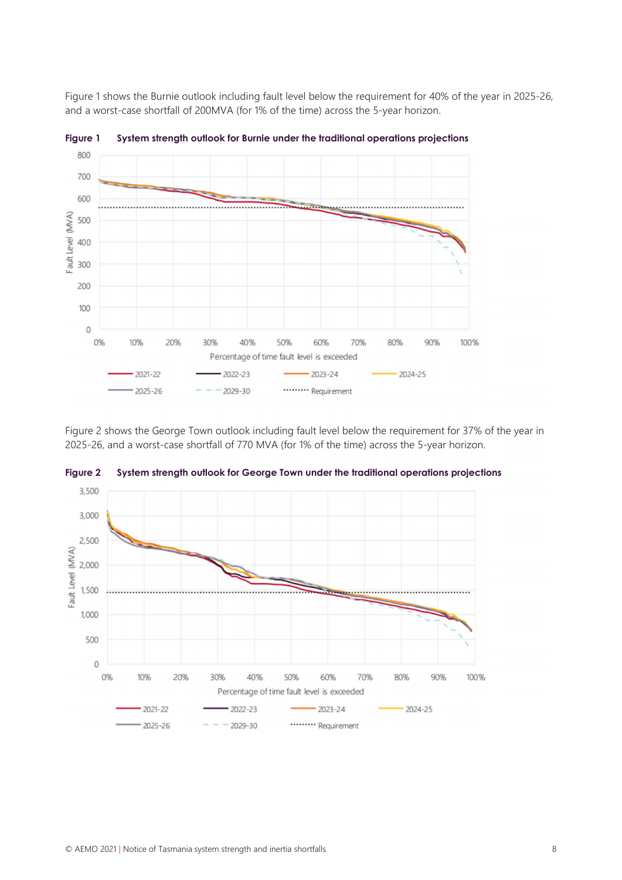Figure 1 shows the Burnie outlook including fault level below the requirement for 40% of the year in 2025-26, and a worst-case shortfall of 200MVA (for 1% of the time) across the 5-year horizon.

**Figure 1 System strength outlook for Burnie under the traditional operations projections**

Fault Level (MVA)

800
700
600
500
400
300
200
100
0

0% 10% 20% 30% 40% 50% 60% 70% 80% 90% 100%

Percentage of time fault level is exceeded

2021-22
2022-23
2023-24
2024-25
2025-26
2029-30
Requirement

Figure 2 shows the George Town outlook including fault level below the requirement for 37% of the year in 2025-26, and a worst-case shortfall of 770 MVA (for 1% of the time) across the 5-year horizon.

**Figure 2 System strength outlook for George Town under the traditional operations projections**

Fault Level (MVA)

3,500
3,000
2,500
2,000
1,500
1,000
500
0

0% 10% 20% 30% 40% 50% 60% 70% 80% 90% 100%

Percentage of time fault level is exceeded

2021-22
2022-23
2023-24
2024-25
2025-26
2029-30
Requirement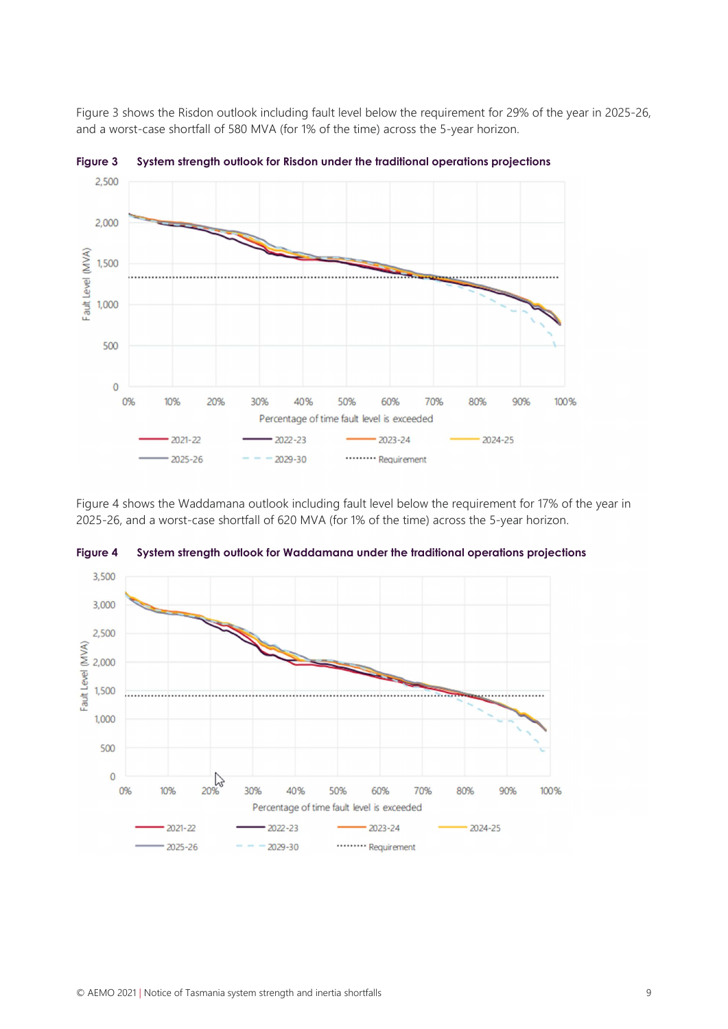Figure 3 shows the Risdon outlook including fault level below the requirement for 29% of the year in 2025-26, and a worst-case shortfall of 580 MVA (for 1% of the time) across the 5-year horizon.

**Figure 3 System strength outlook for Risdon under the traditional operations projections**

Fault Level (MVA)

2,500
2,000
1,500
1,000
500
0

0% 10% 20% 30% 40% 50% 60% 70% 80% 90% 100%

Percentage of time fault level is exceeded

2021-22
2022-23
2023-24
2024-25
2025-26
2029-30
Requirement

Figure 4 shows the Waddamana outlook including fault level below the requirement for 17% of the year in 2025-26, and a worst-case shortfall of 620 MVA (for 1% of the time) across the 5-year horizon.

**Figure 4 System strength outlook for Waddamana under the traditional operations projections**

Fault Level (MVA)

3,500
3,000
2,500
2,000
1,500
1,000
500
0

0% 10% 20% 30% 40% 50% 60% 70% 80% 90% 100%

Percentage of time fault level is exceeded

2021-22
2022-23
2023-24
2024-25
2025-26
2029-30
Requirement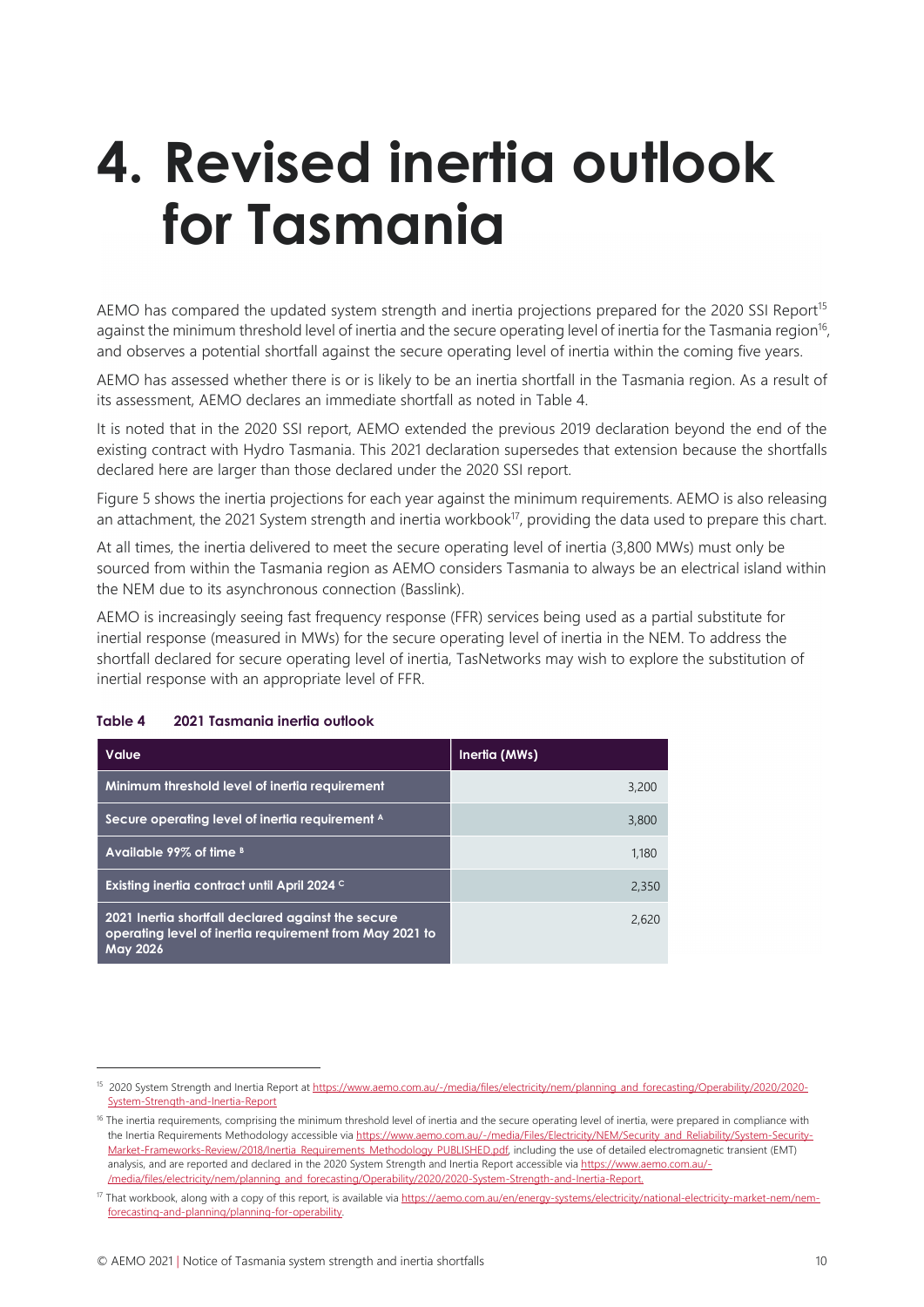# 4. Revised inertia outlook for Tasmania

AEMO has compared the updated system strength and inertia projections prepared for the 2020 SSI Report[15] against the minimum threshold level of inertia and the secure operating level of inertia for the Tasmania region[16], and observes a potential shortfall against the secure operating level of inertia within the coming five years.

AEMO has assessed whether there is or is likely to be an inertia shortfall in the Tasmania region. As a result of its assessment, AEMO declares an immediate shortfall as noted in Table 4.

It is noted that in the 2020 SSI report, AEMO extended the previous 2019 declaration beyond the end of the existing contract with Hydro Tasmania. This 2021 declaration supersedes that extension because the shortfalls declared here are larger than those declared under the 2020 SSI report.

Figure 5 shows the inertia projections for each year against the minimum requirements. AEMO is also releasing an attachment, the 2021 System strength and inertia workbook[17], providing the data used to prepare this chart.

At all times, the inertia delivered to meet the secure operating level of inertia (3,800 MWs) must only be sourced from within the Tasmania region as AEMO considers Tasmania to always be an electrical island within the NEM due to its asynchronous connection (Basslink).

AEMO is increasingly seeing fast frequency response (FFR) services being used as a partial substitute for inertial response (measured in MWs) for the secure operating level of inertia in the NEM. To address the shortfall declared for secure operating level of inertia, TasNetworks may wish to explore the substitution of inertial response with an appropriate level of FFR.

**Table 4 2021 Tasmania inertia outlook**

| Value | Inertia (MWs) |
|---|---|
| Minimum threshold level of inertia requirement | 3,200 |
| Secure operating level of inertia requirement A | 3,800 |
| Available 99% of time B | 1,180 |
| Existing inertia contract until April 2024 C | 2,350 |
| 2021 Inertia shortfall declared against the secure operating level of inertia requirement from May 2021 to May 2026 | 2,620 |

[15] 2020 System Strength and Inertia Report at https://www.aemo.com.au/-/media/files/electricity/nem/planning_and_forecasting/Operability/2020/2020-System-Strength-and-Inertia-Report

[16] The inertia requirements, comprising the minimum threshold level of inertia and the secure operating level of inertia, were prepared in compliance with the Inertia Requirements Methodology accessible via https://www.aemo.com.au/-/media/Files/Electricity/NEM/Security_and_Reliability/System-Security-Market-Frameworks-Review/2018/Inertia_Requirements_Methodology_PUBLISHED.pdf, including the use of detailed electromagnetic transient (EMT) analysis, and are reported and declared in the 2020 System Strength and Inertia Report accessible via https://www.aemo.com.au/-/media/files/electricity/nem/planning_and_forecasting/Operability/2020/2020-System-Strength-and-Inertia-Report.

[17] That workbook, along with a copy of this report, is available via https://aemo.com.au/en/energy-systems/electricity/national-electricity-market-nem/nem-forecasting-and-planning/planning-for-operability.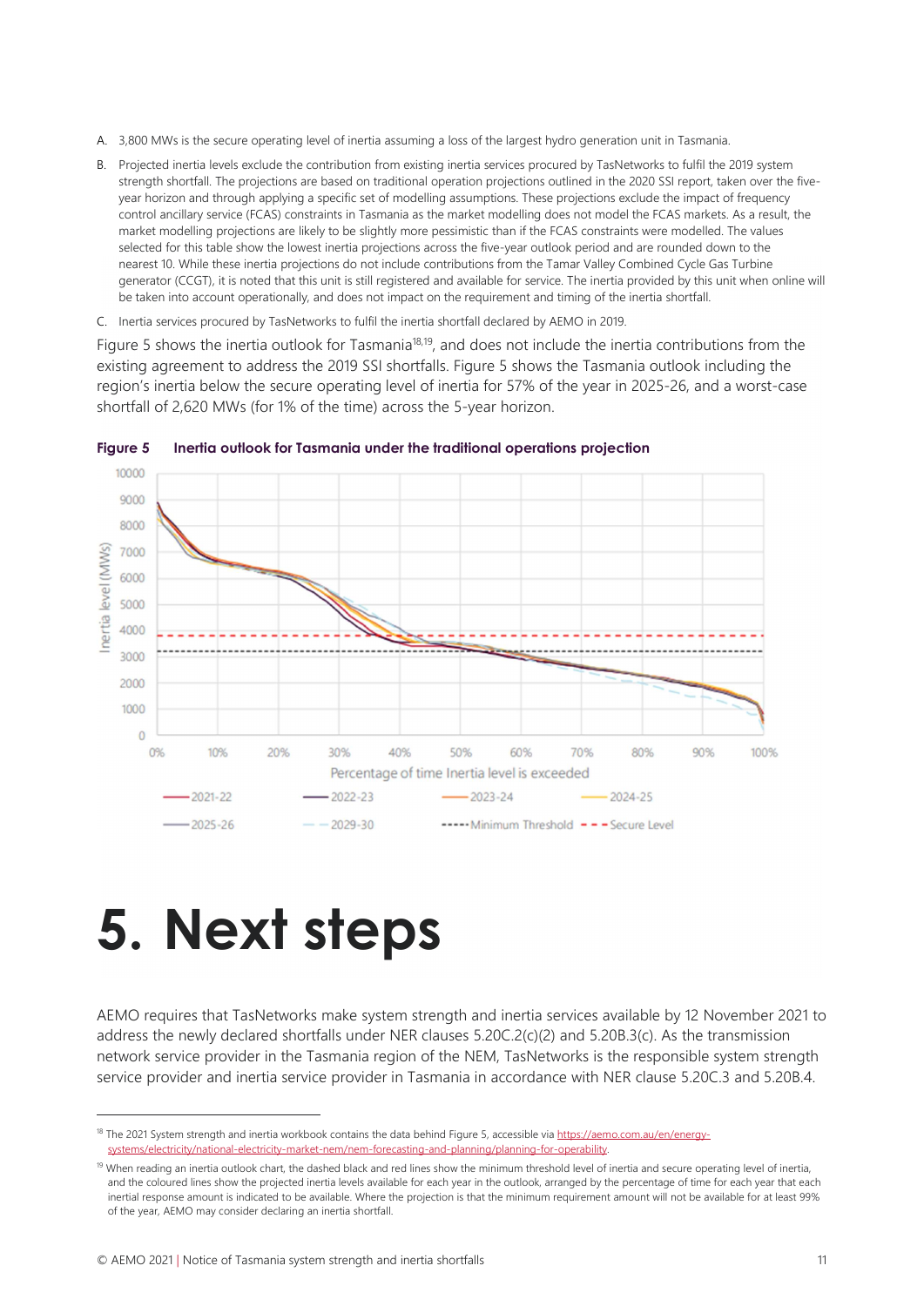A. 3,800 MWs is the secure operating level of inertia assuming a loss of the largest hydro generation unit in Tasmania.

B. Projected inertia levels exclude the contribution from existing inertia services procured by TasNetworks to fulfil the 2019 system strength shortfall. The projections are based on traditional operation projections outlined in the 2020 SSI report, taken over the five-year horizon and through applying a specific set of modelling assumptions. These projections exclude the impact of frequency control ancillary service (FCAS) constraints in Tasmania as the market modelling does not model the FCAS markets. As a result, the market modelling projections are likely to be slightly more pessimistic than if the FCAS constraints were modelled. The values selected for this table show the lowest inertia projections across the five-year outlook period and are rounded down to the nearest 10. While these inertia projections do not include contributions from the Tamar Valley Combined Cycle Gas Turbine generator (CCGT), it is noted that this unit is still registered and available for service. The inertia provided by this unit when online will be taken into account operationally, and does not impact on the requirement and timing of the inertia shortfall.

C. Inertia services procured by TasNetworks to fulfil the inertia shortfall declared by AEMO in 2019.

Figure 5 shows the inertia outlook for Tasmania[18,19], and does not include the inertia contributions from the existing agreement to address the 2019 SSI shortfalls. Figure 5 shows the Tasmania outlook including the region's inertia below the secure operating level of inertia for 57% of the year in 2025-26, and a worst-case shortfall of 2,620 MWs (for 1% of the time) across the 5-year horizon.

**Figure 5 Inertia outlook for Tasmania under the traditional operations projection**

Inertia level (MWs)
10000
9000
8000
7000
6000
5000
4000
3000
2000
1000
0
0% 10% 20% 30% 40% 50% 60% 70% 80% 90% 100%
Percentage of time Inertia level is exceeded
2021-22
2022-23
2023-24
2024-25
2025-26
2029-30
Minimum Threshold
Secure Level

# 5. Next steps

AEMO requires that TasNetworks make system strength and inertia services available by 12 November 2021 to address the newly declared shortfalls under NER clauses 5.20C.2(c)(2) and 5.20B.3(c). As the transmission network service provider in the Tasmania region of the NEM, TasNetworks is the responsible system strength service provider and inertia service provider in Tasmania in accordance with NER clause 5.20C.3 and 5.20B.4.

---

[18] The 2021 System strength and inertia workbook contains the data behind Figure 5, accessible via https://aemo.com.au/en/energy-systems/electricity/national-electricity-market-nem/nem-forecasting-and-planning/planning-for-operability.

[19] When reading an inertia outlook chart, the dashed black and red lines show the minimum threshold level of inertia and secure operating level of inertia, and the coloured lines show the projected inertia levels available for each year in the outlook, arranged by the percentage of time for each year that each inertial response amount is indicated to be available. Where the projection is that the minimum requirement amount will not be available for at least 99% of the year, AEMO may consider declaring an inertia shortfall.